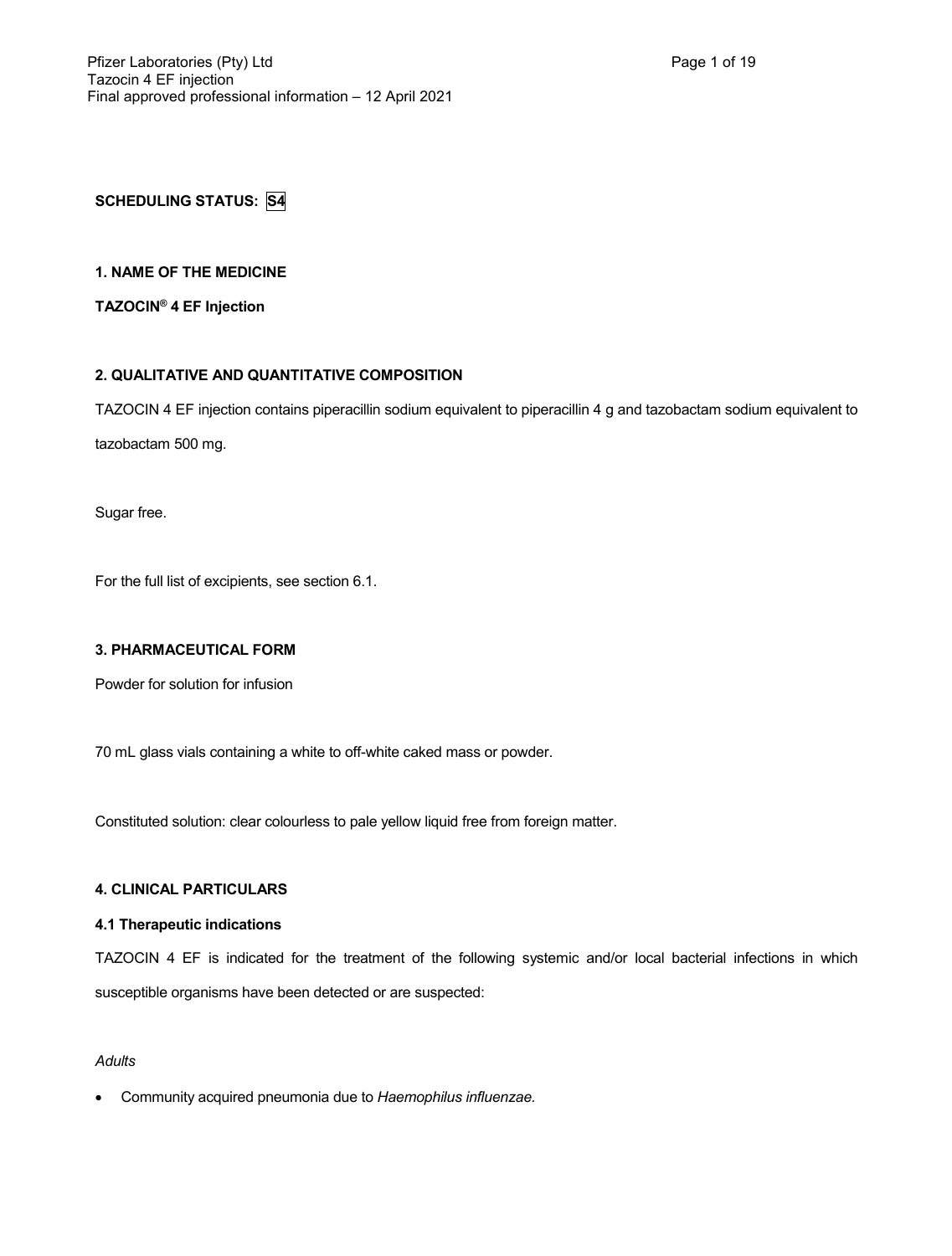**SCHEDULING STATUS: S4**

## 1. NAME OF THE MEDICINE

**TAZOCIN® 4 EF Injection**

## 2. QUALITATIVE AND QUANTITATIVE COMPOSITION

TAZOCIN 4 EF injection contains piperacillin sodium equivalent to piperacillin 4 g and tazobactam sodium equivalent to tazobactam 500 mg.

Sugar free.

For the full list of excipients, see section 6.1.

## 3. PHARMACEUTICAL FORM

Powder for solution for infusion

70 mL glass vials containing a white to off-white caked mass or powder.

Constituted solution: clear colourless to pale yellow liquid free from foreign matter.

## 4. CLINICAL PARTICULARS

### 4.1 Therapeutic indications

TAZOCIN 4 EF is indicated for the treatment of the following systemic and/or local bacterial infections in which susceptible organisms have been detected or are suspected:

*Adults*

- Community acquired pneumonia due to *Haemophilus influenzae.*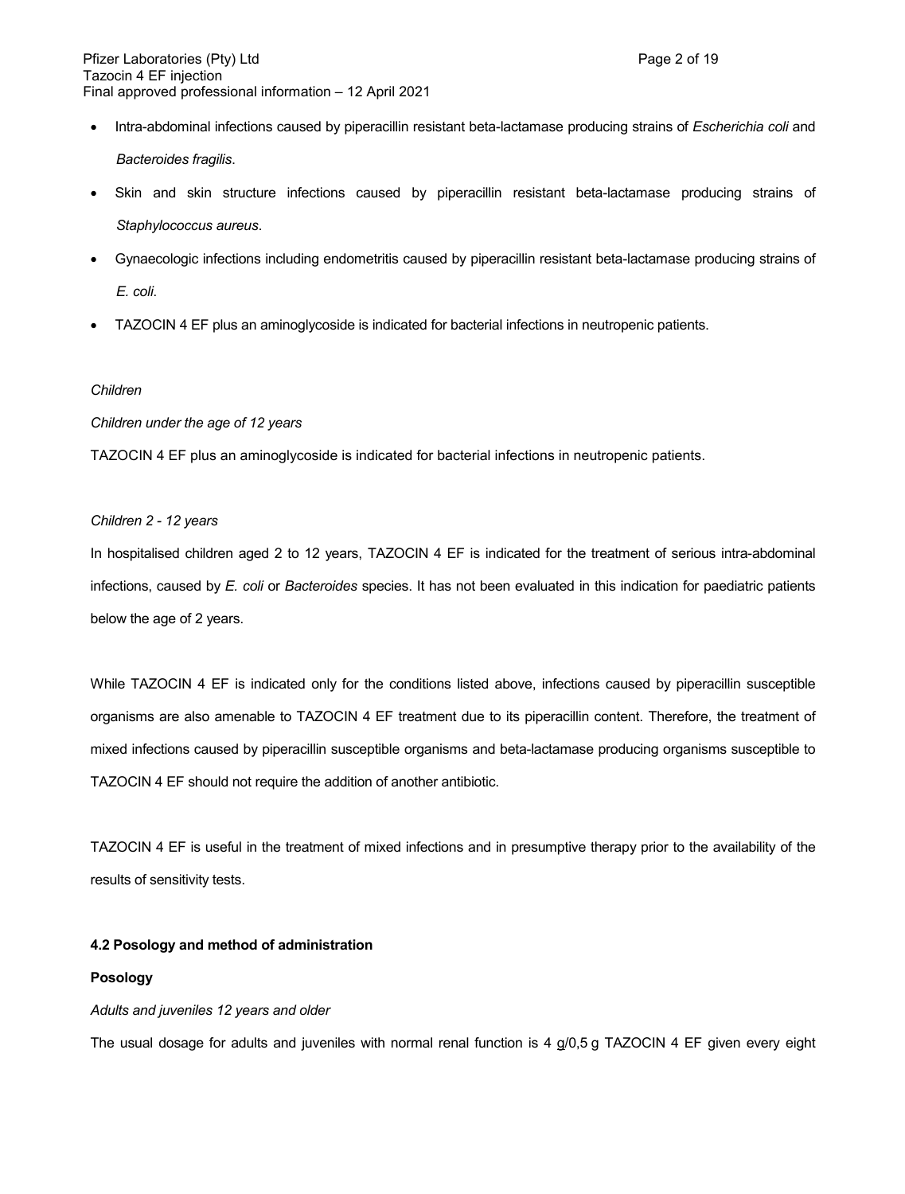- Intra-abdominal infections caused by piperacillin resistant beta-lactamase producing strains of *Escherichia coli* and *Bacteroides fragilis*.
- Skin and skin structure infections caused by piperacillin resistant beta-lactamase producing strains of *Staphylococcus aureus*.
- Gynaecologic infections including endometritis caused by piperacillin resistant beta-lactamase producing strains of *E. coli*.
- TAZOCIN 4 EF plus an aminoglycoside is indicated for bacterial infections in neutropenic patients.

*Children*

*Children under the age of 12 years*

TAZOCIN 4 EF plus an aminoglycoside is indicated for bacterial infections in neutropenic patients.

*Children 2 - 12 years*

In hospitalised children aged 2 to 12 years, TAZOCIN 4 EF is indicated for the treatment of serious intra-abdominal infections, caused by *E. coli* or *Bacteroides* species. It has not been evaluated in this indication for paediatric patients below the age of 2 years.

While TAZOCIN 4 EF is indicated only for the conditions listed above, infections caused by piperacillin susceptible organisms are also amenable to TAZOCIN 4 EF treatment due to its piperacillin content. Therefore, the treatment of mixed infections caused by piperacillin susceptible organisms and beta-lactamase producing organisms susceptible to TAZOCIN 4 EF should not require the addition of another antibiotic.

TAZOCIN 4 EF is useful in the treatment of mixed infections and in presumptive therapy prior to the availability of the results of sensitivity tests.

**4.2 Posology and method of administration**

**Posology**

*Adults and juveniles 12 years and older*

The usual dosage for adults and juveniles with normal renal function is 4 g/0,5 g TAZOCIN 4 EF given every eight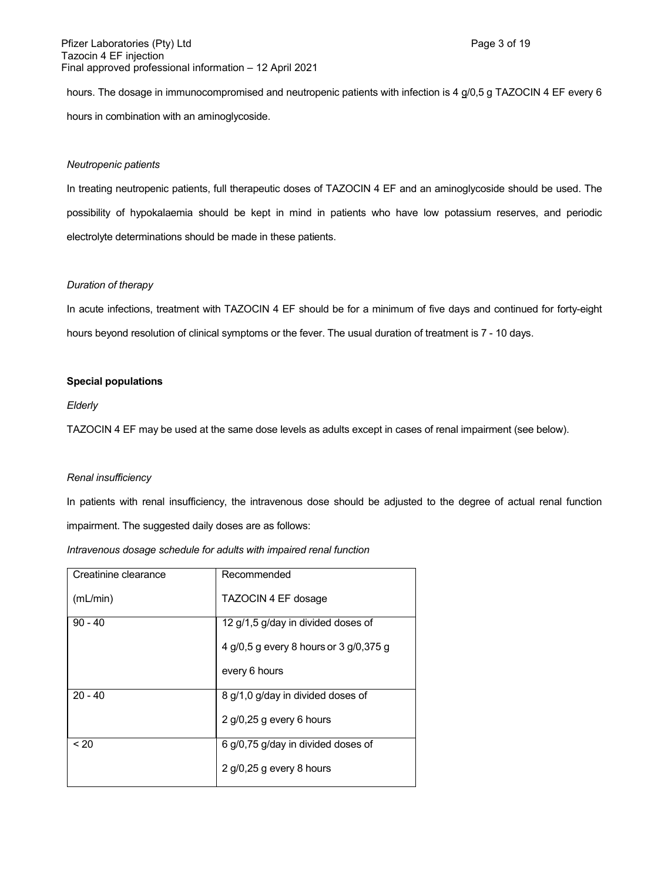hours. The dosage in immunocompromised and neutropenic patients with infection is 4 g/0,5 g TAZOCIN 4 EF every 6 hours in combination with an aminoglycoside.

*Neutropenic patients*

In treating neutropenic patients, full therapeutic doses of TAZOCIN 4 EF and an aminoglycoside should be used. The possibility of hypokalaemia should be kept in mind in patients who have low potassium reserves, and periodic electrolyte determinations should be made in these patients.

*Duration of therapy*

In acute infections, treatment with TAZOCIN 4 EF should be for a minimum of five days and continued for forty-eight hours beyond resolution of clinical symptoms or the fever. The usual duration of treatment is 7 - 10 days.

**Special populations**

*Elderly*

TAZOCIN 4 EF may be used at the same dose levels as adults except in cases of renal impairment (see below).

*Renal insufficiency*

In patients with renal insufficiency, the intravenous dose should be adjusted to the degree of actual renal function impairment. The suggested daily doses are as follows:

*Intravenous dosage schedule for adults with impaired renal function*

| Creatinine clearance (mL/min) | Recommended TAZOCIN 4 EF dosage |
|---|---|
| 90 - 40 | 12 g/1,5 g/day in divided doses of 4 g/0,5 g every 8 hours or 3 g/0,375 g every 6 hours |
| 20 - 40 | 8 g/1,0 g/day in divided doses of 2 g/0,25 g every 6 hours |
| < 20 | 6 g/0,75 g/day in divided doses of 2 g/0,25 g every 8 hours |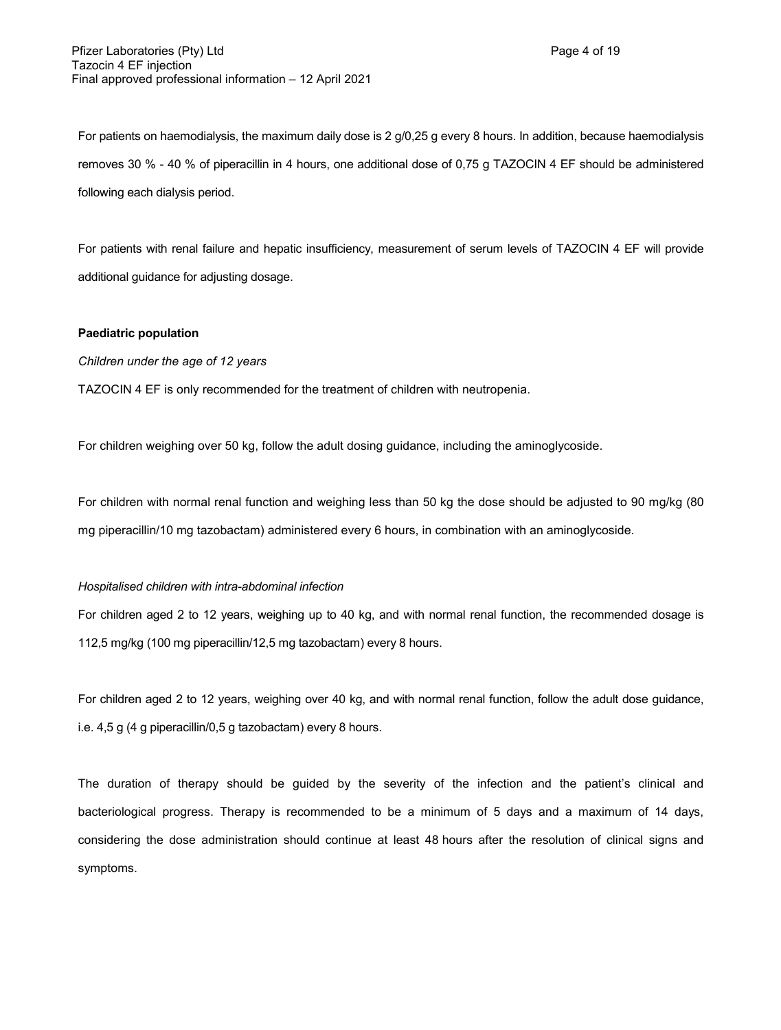For patients on haemodialysis, the maximum daily dose is 2 g/0,25 g every 8 hours. In addition, because haemodialysis removes 30 % - 40 % of piperacillin in 4 hours, one additional dose of 0,75 g TAZOCIN 4 EF should be administered following each dialysis period.

For patients with renal failure and hepatic insufficiency, measurement of serum levels of TAZOCIN 4 EF will provide additional guidance for adjusting dosage.

**Paediatric population**

*Children under the age of 12 years*

TAZOCIN 4 EF is only recommended for the treatment of children with neutropenia.

For children weighing over 50 kg, follow the adult dosing guidance, including the aminoglycoside.

For children with normal renal function and weighing less than 50 kg the dose should be adjusted to 90 mg/kg (80 mg piperacillin/10 mg tazobactam) administered every 6 hours, in combination with an aminoglycoside.

*Hospitalised children with intra-abdominal infection*

For children aged 2 to 12 years, weighing up to 40 kg, and with normal renal function, the recommended dosage is 112,5 mg/kg (100 mg piperacillin/12,5 mg tazobactam) every 8 hours.

For children aged 2 to 12 years, weighing over 40 kg, and with normal renal function, follow the adult dose guidance, i.e. 4,5 g (4 g piperacillin/0,5 g tazobactam) every 8 hours.

The duration of therapy should be guided by the severity of the infection and the patient's clinical and bacteriological progress. Therapy is recommended to be a minimum of 5 days and a maximum of 14 days, considering the dose administration should continue at least 48 hours after the resolution of clinical signs and symptoms.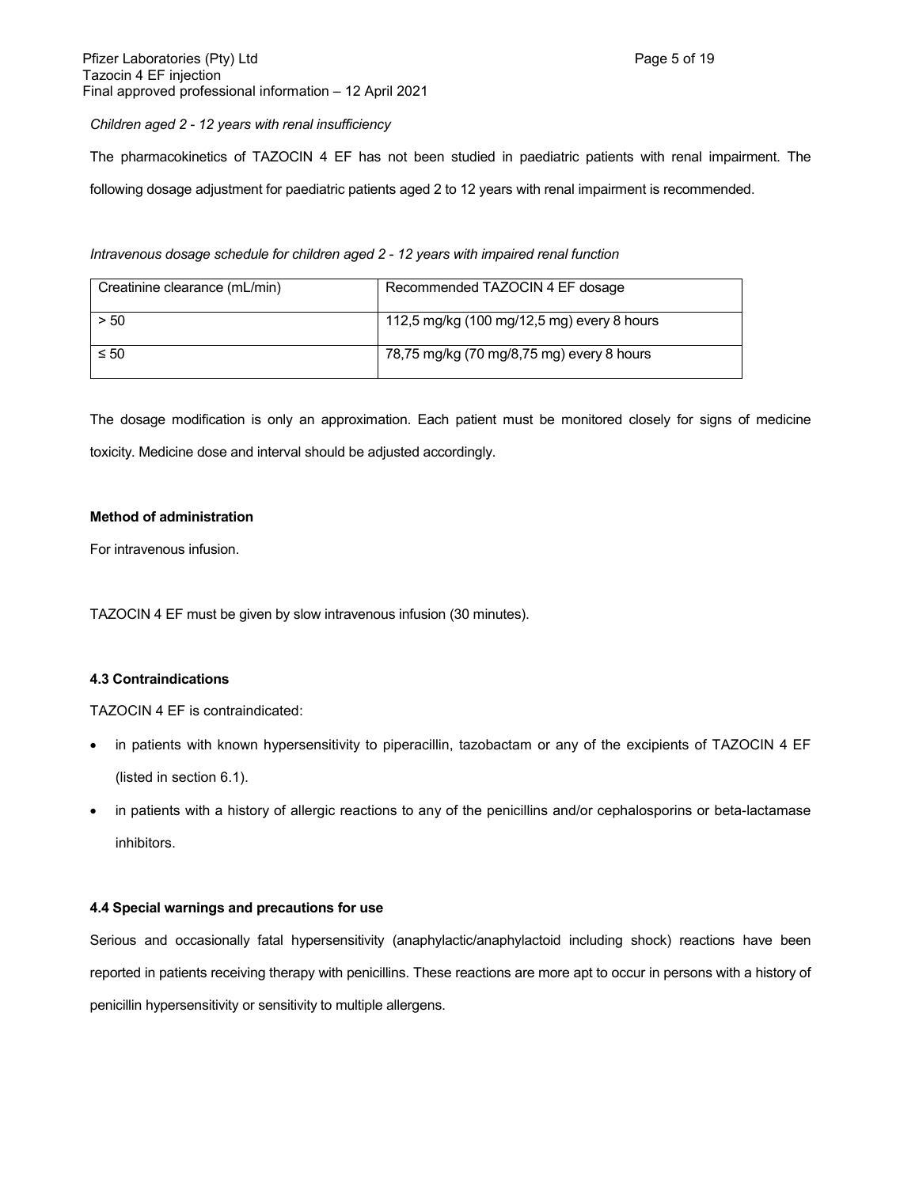*Children aged 2 - 12 years with renal insufficiency*

The pharmacokinetics of TAZOCIN 4 EF has not been studied in paediatric patients with renal impairment. The following dosage adjustment for paediatric patients aged 2 to 12 years with renal impairment is recommended.

*Intravenous dosage schedule for children aged 2 - 12 years with impaired renal function*

| Creatinine clearance (mL/min) | Recommended TAZOCIN 4 EF dosage |
|---|---|
| > 50 | 112,5 mg/kg (100 mg/12,5 mg) every 8 hours |
| ≤ 50 | 78,75 mg/kg (70 mg/8,75 mg) every 8 hours |

The dosage modification is only an approximation. Each patient must be monitored closely for signs of medicine toxicity. Medicine dose and interval should be adjusted accordingly.

**Method of administration**

For intravenous infusion.

TAZOCIN 4 EF must be given by slow intravenous infusion (30 minutes).

### 4.3 Contraindications

TAZOCIN 4 EF is contraindicated:

- in patients with known hypersensitivity to piperacillin, tazobactam or any of the excipients of TAZOCIN 4 EF (listed in section 6.1).
- in patients with a history of allergic reactions to any of the penicillins and/or cephalosporins or beta-lactamase inhibitors.

### 4.4 Special warnings and precautions for use

Serious and occasionally fatal hypersensitivity (anaphylactic/anaphylactoid including shock) reactions have been reported in patients receiving therapy with penicillins. These reactions are more apt to occur in persons with a history of penicillin hypersensitivity or sensitivity to multiple allergens.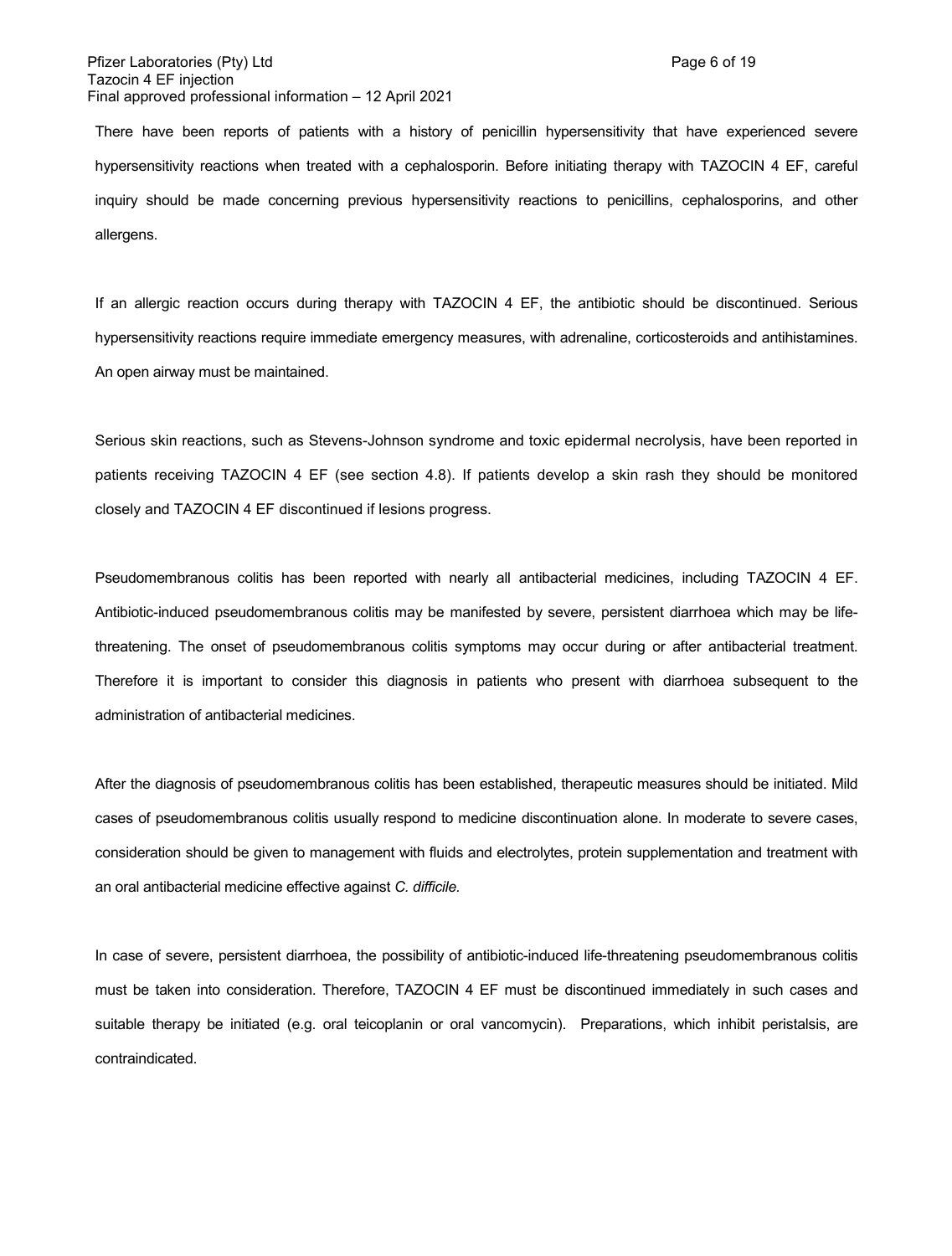There have been reports of patients with a history of penicillin hypersensitivity that have experienced severe hypersensitivity reactions when treated with a cephalosporin. Before initiating therapy with TAZOCIN 4 EF, careful inquiry should be made concerning previous hypersensitivity reactions to penicillins, cephalosporins, and other allergens.

If an allergic reaction occurs during therapy with TAZOCIN 4 EF, the antibiotic should be discontinued. Serious hypersensitivity reactions require immediate emergency measures, with adrenaline, corticosteroids and antihistamines. An open airway must be maintained.

Serious skin reactions, such as Stevens-Johnson syndrome and toxic epidermal necrolysis, have been reported in patients receiving TAZOCIN 4 EF (see section 4.8). If patients develop a skin rash they should be monitored closely and TAZOCIN 4 EF discontinued if lesions progress.

Pseudomembranous colitis has been reported with nearly all antibacterial medicines, including TAZOCIN 4 EF. Antibiotic-induced pseudomembranous colitis may be manifested by severe, persistent diarrhoea which may be life-threatening. The onset of pseudomembranous colitis symptoms may occur during or after antibacterial treatment. Therefore it is important to consider this diagnosis in patients who present with diarrhoea subsequent to the administration of antibacterial medicines.

After the diagnosis of pseudomembranous colitis has been established, therapeutic measures should be initiated. Mild cases of pseudomembranous colitis usually respond to medicine discontinuation alone. In moderate to severe cases, consideration should be given to management with fluids and electrolytes, protein supplementation and treatment with an oral antibacterial medicine effective against *C. difficile.*

In case of severe, persistent diarrhoea, the possibility of antibiotic-induced life-threatening pseudomembranous colitis must be taken into consideration. Therefore, TAZOCIN 4 EF must be discontinued immediately in such cases and suitable therapy be initiated (e.g. oral teicoplanin or oral vancomycin). Preparations, which inhibit peristalsis, are contraindicated.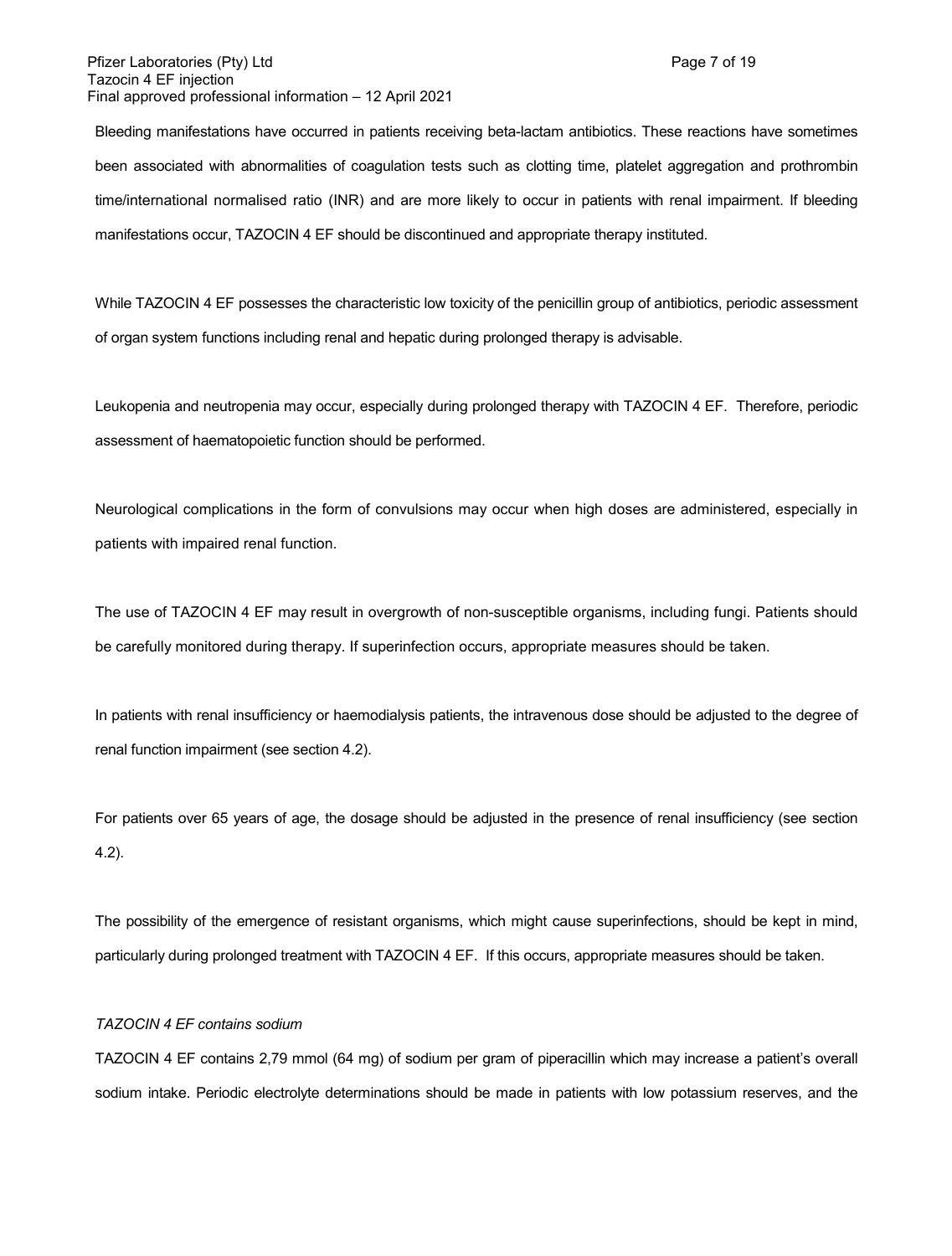Bleeding manifestations have occurred in patients receiving beta-lactam antibiotics. These reactions have sometimes been associated with abnormalities of coagulation tests such as clotting time, platelet aggregation and prothrombin time/international normalised ratio (INR) and are more likely to occur in patients with renal impairment. If bleeding manifestations occur, TAZOCIN 4 EF should be discontinued and appropriate therapy instituted.

While TAZOCIN 4 EF possesses the characteristic low toxicity of the penicillin group of antibiotics, periodic assessment of organ system functions including renal and hepatic during prolonged therapy is advisable.

Leukopenia and neutropenia may occur, especially during prolonged therapy with TAZOCIN 4 EF. Therefore, periodic assessment of haematopoietic function should be performed.

Neurological complications in the form of convulsions may occur when high doses are administered, especially in patients with impaired renal function.

The use of TAZOCIN 4 EF may result in overgrowth of non-susceptible organisms, including fungi. Patients should be carefully monitored during therapy. If superinfection occurs, appropriate measures should be taken.

In patients with renal insufficiency or haemodialysis patients, the intravenous dose should be adjusted to the degree of renal function impairment (see section 4.2).

For patients over 65 years of age, the dosage should be adjusted in the presence of renal insufficiency (see section 4.2).

The possibility of the emergence of resistant organisms, which might cause superinfections, should be kept in mind, particularly during prolonged treatment with TAZOCIN 4 EF. If this occurs, appropriate measures should be taken.

*TAZOCIN 4 EF contains sodium*

TAZOCIN 4 EF contains 2,79 mmol (64 mg) of sodium per gram of piperacillin which may increase a patient's overall sodium intake. Periodic electrolyte determinations should be made in patients with low potassium reserves, and the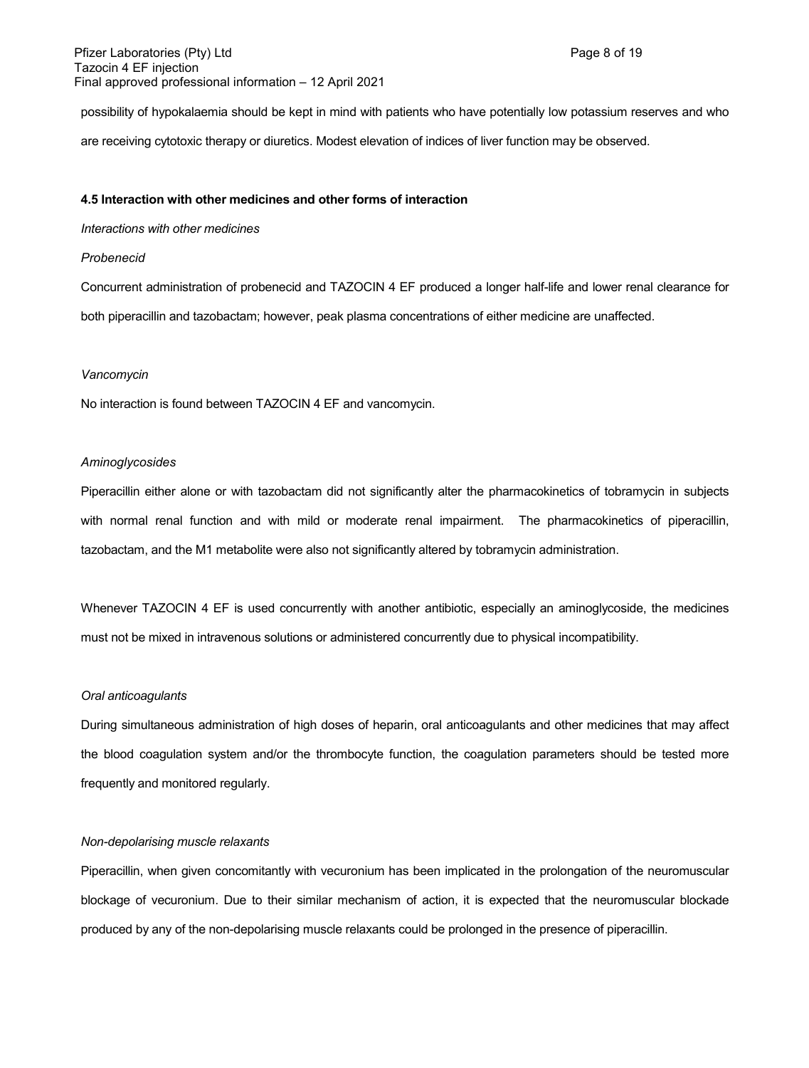possibility of hypokalaemia should be kept in mind with patients who have potentially low potassium reserves and who are receiving cytotoxic therapy or diuretics. Modest elevation of indices of liver function may be observed.

**4.5 Interaction with other medicines and other forms of interaction**

*Interactions with other medicines*

*Probenecid*

Concurrent administration of probenecid and TAZOCIN 4 EF produced a longer half-life and lower renal clearance for both piperacillin and tazobactam; however, peak plasma concentrations of either medicine are unaffected.

*Vancomycin*

No interaction is found between TAZOCIN 4 EF and vancomycin.

*Aminoglycosides*

Piperacillin either alone or with tazobactam did not significantly alter the pharmacokinetics of tobramycin in subjects with normal renal function and with mild or moderate renal impairment. The pharmacokinetics of piperacillin, tazobactam, and the M1 metabolite were also not significantly altered by tobramycin administration.

Whenever TAZOCIN 4 EF is used concurrently with another antibiotic, especially an aminoglycoside, the medicines must not be mixed in intravenous solutions or administered concurrently due to physical incompatibility.

*Oral anticoagulants*

During simultaneous administration of high doses of heparin, oral anticoagulants and other medicines that may affect the blood coagulation system and/or the thrombocyte function, the coagulation parameters should be tested more frequently and monitored regularly.

*Non-depolarising muscle relaxants*

Piperacillin, when given concomitantly with vecuronium has been implicated in the prolongation of the neuromuscular blockage of vecuronium. Due to their similar mechanism of action, it is expected that the neuromuscular blockade produced by any of the non-depolarising muscle relaxants could be prolonged in the presence of piperacillin.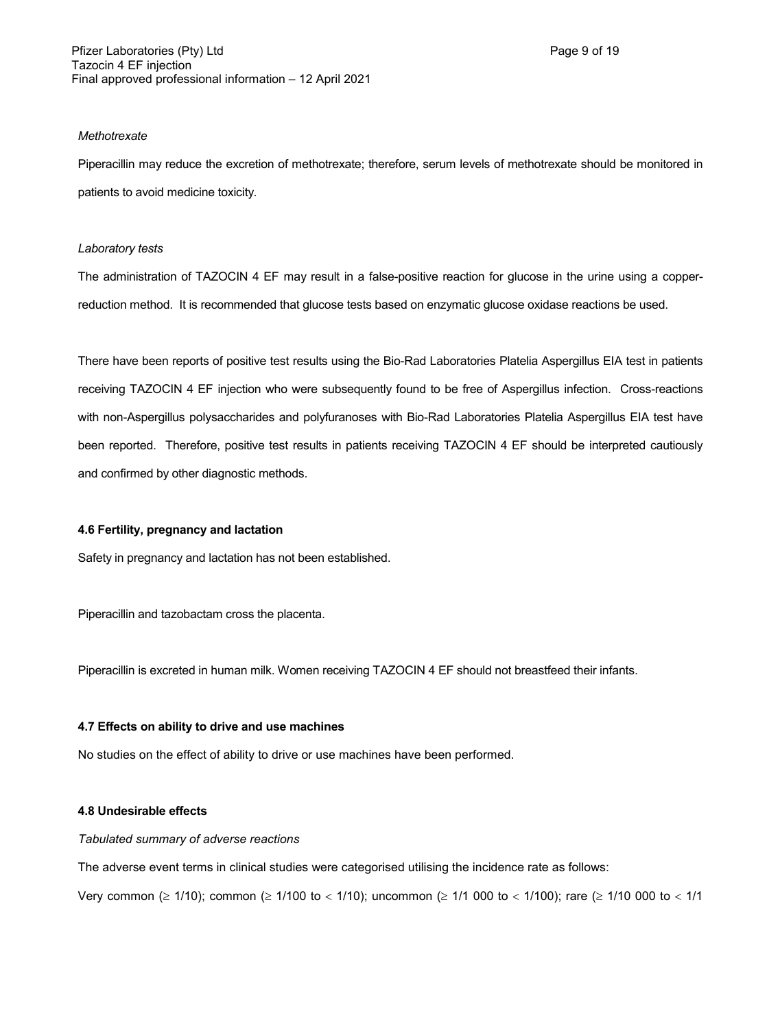*Methotrexate*

Piperacillin may reduce the excretion of methotrexate; therefore, serum levels of methotrexate should be monitored in patients to avoid medicine toxicity.

*Laboratory tests*

The administration of TAZOCIN 4 EF may result in a false-positive reaction for glucose in the urine using a copper-reduction method. It is recommended that glucose tests based on enzymatic glucose oxidase reactions be used.

There have been reports of positive test results using the Bio-Rad Laboratories Platelia Aspergillus EIA test in patients receiving TAZOCIN 4 EF injection who were subsequently found to be free of Aspergillus infection. Cross-reactions with non-Aspergillus polysaccharides and polyfuranoses with Bio-Rad Laboratories Platelia Aspergillus EIA test have been reported. Therefore, positive test results in patients receiving TAZOCIN 4 EF should be interpreted cautiously and confirmed by other diagnostic methods.

**4.6 Fertility, pregnancy and lactation**

Safety in pregnancy and lactation has not been established.

Piperacillin and tazobactam cross the placenta.

Piperacillin is excreted in human milk. Women receiving TAZOCIN 4 EF should not breastfeed their infants.

**4.7 Effects on ability to drive and use machines**

No studies on the effect of ability to drive or use machines have been performed.

**4.8 Undesirable effects**

*Tabulated summary of adverse reactions*

The adverse event terms in clinical studies were categorised utilising the incidence rate as follows:

Very common ($\geq$ 1/10); common ($\geq$ 1/100 to $<$ 1/10); uncommon ($\geq$ 1/1 000 to $<$ 1/100); rare ($\geq$ 1/10 000 to $<$ 1/1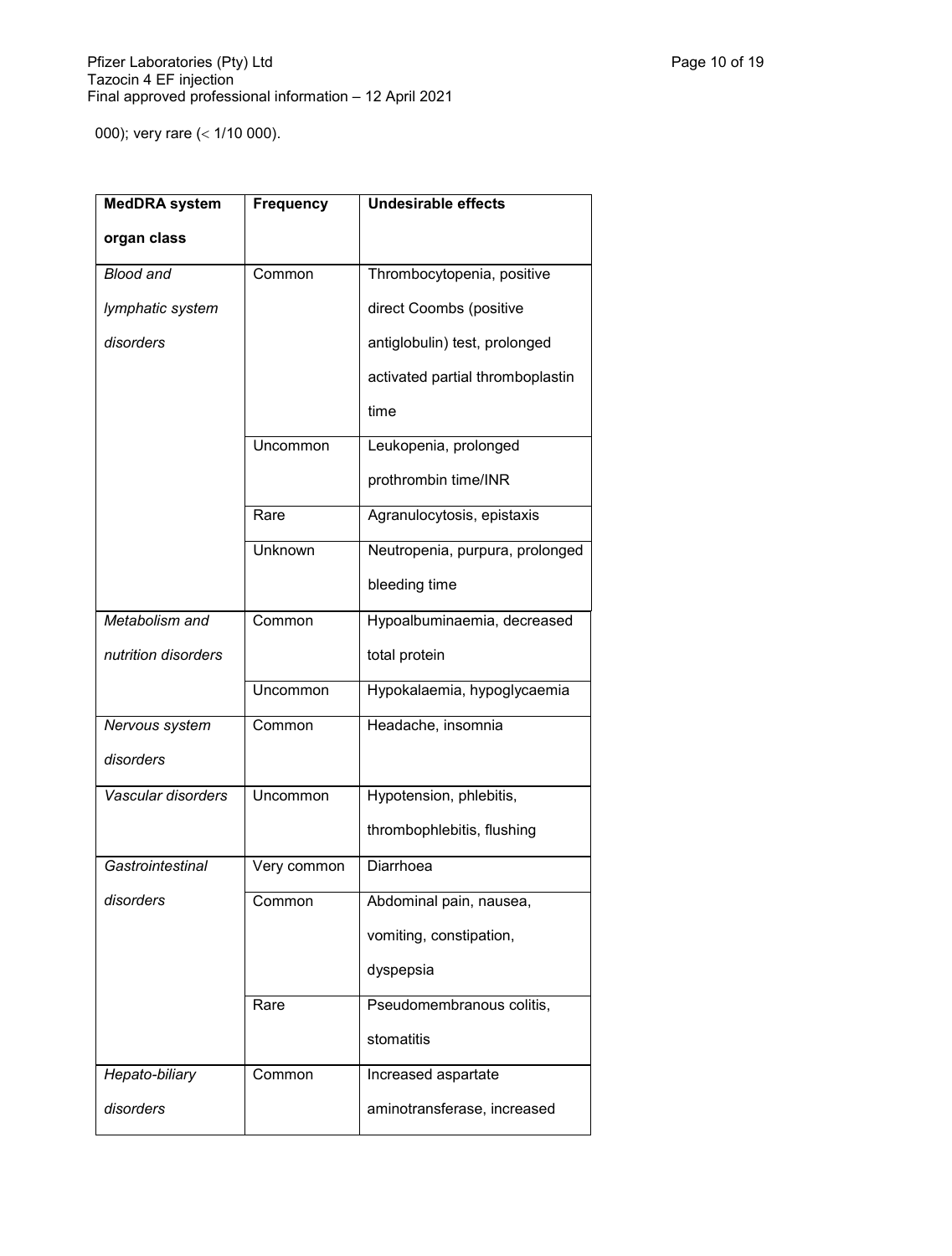000); very rare (< 1/10 000).

| MedDRA system organ class | Frequency | Undesirable effects |
|---|---|---|
| *Blood and lymphatic system disorders* | Common | Thrombocytopenia, positive direct Coombs (positive antiglobulin) test, prolonged activated partial thromboplastin time |
| | Uncommon | Leukopenia, prolonged prothrombin time/INR |
| | Rare | Agranulocytosis, epistaxis |
| | Unknown | Neutropenia, purpura, prolonged bleeding time |
| *Metabolism and nutrition disorders* | Common | Hypoalbuminaemia, decreased total protein |
| | Uncommon | Hypokalaemia, hypoglycaemia |
| *Nervous system disorders* | Common | Headache, insomnia |
| *Vascular disorders* | Uncommon | Hypotension, phlebitis, thrombophlebitis, flushing |
| *Gastrointestinal disorders* | Very common | Diarrhoea |
| | Common | Abdominal pain, nausea, vomiting, constipation, dyspepsia |
| | Rare | Pseudomembranous colitis, stomatitis |
| *Hepato-biliary disorders* | Common | Increased aspartate aminotransferase, increased |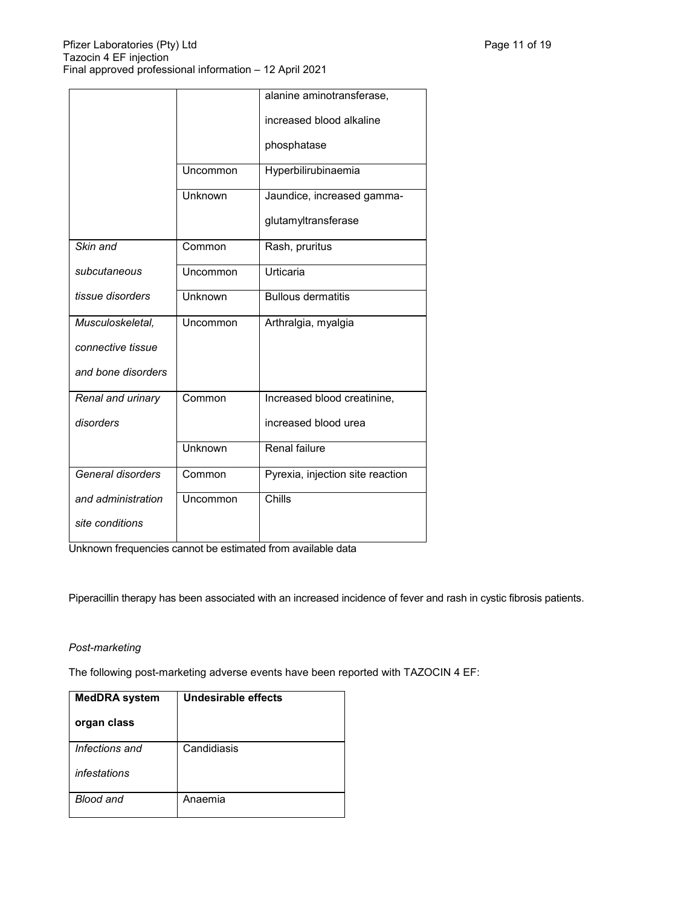| | | |
|---|---|---|
| | | alanine aminotransferase, increased blood alkaline phosphatase |
| | Uncommon | Hyperbilirubinaemia |
| | Unknown | Jaundice, increased gamma-glutamyltransferase |
| *Skin and subcutaneous tissue disorders* | Common | Rash, pruritus |
| | Uncommon | Urticaria |
| | Unknown | Bullous dermatitis |
| *Musculoskeletal, connective tissue and bone disorders* | Uncommon | Arthralgia, myalgia |
| *Renal and urinary disorders* | Common | Increased blood creatinine, increased blood urea |
| | Unknown | Renal failure |
| *General disorders and administration site conditions* | Common | Pyrexia, injection site reaction |
| | Uncommon | Chills |

Unknown frequencies cannot be estimated from available data

Piperacillin therapy has been associated with an increased incidence of fever and rash in cystic fibrosis patients.

*Post-marketing*

The following post-marketing adverse events have been reported with TAZOCIN 4 EF:

| **MedDRA system organ class** | **Undesirable effects** |
|---|---|
| *Infections and infestations* | Candidiasis |
| *Blood and* | Anaemia |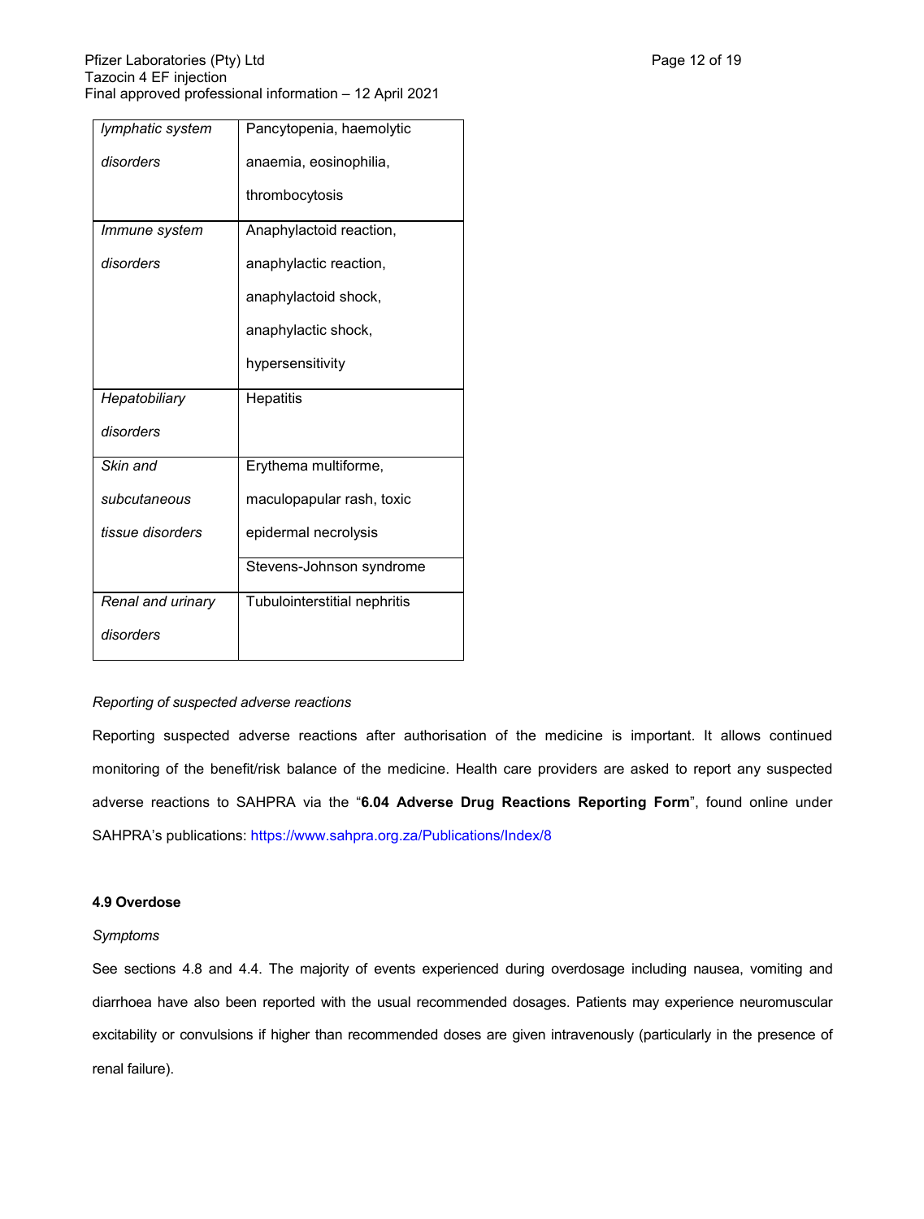| | |
|---|---|
| *lymphatic system disorders* | Pancytopenia, haemolytic anaemia, eosinophilia, thrombocytosis |
| *Immune system disorders* | Anaphylactoid reaction, anaphylactic reaction, anaphylactoid shock, anaphylactic shock, hypersensitivity |
| *Hepatobiliary disorders* | Hepatitis |
| *Skin and subcutaneous tissue disorders* | Erythema multiforme, maculopapular rash, toxic epidermal necrolysis |
| | Stevens-Johnson syndrome |
| *Renal and urinary disorders* | Tubulointerstitial nephritis |

*Reporting of suspected adverse reactions*

Reporting suspected adverse reactions after authorisation of the medicine is important. It allows continued monitoring of the benefit/risk balance of the medicine. Health care providers are asked to report any suspected adverse reactions to SAHPRA via the "**6.04 Adverse Drug Reactions Reporting Form**", found online under SAHPRA's publications: https://www.sahpra.org.za/Publications/Index/8

**4.9 Overdose**

*Symptoms*

See sections 4.8 and 4.4. The majority of events experienced during overdosage including nausea, vomiting and diarrhoea have also been reported with the usual recommended dosages. Patients may experience neuromuscular excitability or convulsions if higher than recommended doses are given intravenously (particularly in the presence of renal failure).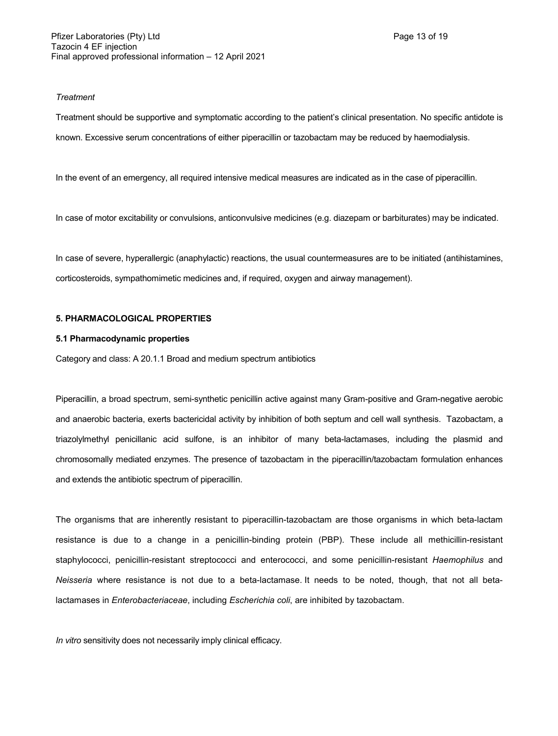*Treatment*

Treatment should be supportive and symptomatic according to the patient's clinical presentation. No specific antidote is known. Excessive serum concentrations of either piperacillin or tazobactam may be reduced by haemodialysis.

In the event of an emergency, all required intensive medical measures are indicated as in the case of piperacillin.

In case of motor excitability or convulsions, anticonvulsive medicines (e.g. diazepam or barbiturates) may be indicated.

In case of severe, hyperallergic (anaphylactic) reactions, the usual countermeasures are to be initiated (antihistamines, corticosteroids, sympathomimetic medicines and, if required, oxygen and airway management).

## 5. PHARMACOLOGICAL PROPERTIES

### 5.1 Pharmacodynamic properties

Category and class: A 20.1.1 Broad and medium spectrum antibiotics

Piperacillin, a broad spectrum, semi-synthetic penicillin active against many Gram-positive and Gram-negative aerobic and anaerobic bacteria, exerts bactericidal activity by inhibition of both septum and cell wall synthesis. Tazobactam, a triazolylmethyl penicillanic acid sulfone, is an inhibitor of many beta-lactamases, including the plasmid and chromosomally mediated enzymes. The presence of tazobactam in the piperacillin/tazobactam formulation enhances and extends the antibiotic spectrum of piperacillin.

The organisms that are inherently resistant to piperacillin-tazobactam are those organisms in which beta-lactam resistance is due to a change in a penicillin-binding protein (PBP). These include all methicillin-resistant staphylococci, penicillin-resistant streptococci and enterococci, and some penicillin-resistant *Haemophilus* and *Neisseria* where resistance is not due to a beta-lactamase. It needs to be noted, though, that not all beta-lactamases in *Enterobacteriaceae*, including *Escherichia coli*, are inhibited by tazobactam.

*In vitro* sensitivity does not necessarily imply clinical efficacy.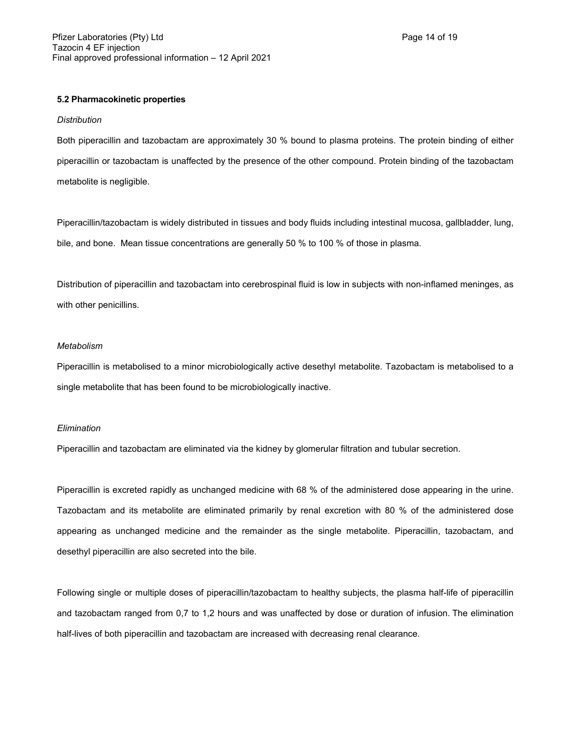**5.2 Pharmacokinetic properties**

*Distribution*

Both piperacillin and tazobactam are approximately 30 % bound to plasma proteins. The protein binding of either piperacillin or tazobactam is unaffected by the presence of the other compound. Protein binding of the tazobactam metabolite is negligible.

Piperacillin/tazobactam is widely distributed in tissues and body fluids including intestinal mucosa, gallbladder, lung, bile, and bone. Mean tissue concentrations are generally 50 % to 100 % of those in plasma.

Distribution of piperacillin and tazobactam into cerebrospinal fluid is low in subjects with non-inflamed meninges, as with other penicillins.

*Metabolism*

Piperacillin is metabolised to a minor microbiologically active desethyl metabolite. Tazobactam is metabolised to a single metabolite that has been found to be microbiologically inactive.

*Elimination*

Piperacillin and tazobactam are eliminated via the kidney by glomerular filtration and tubular secretion.

Piperacillin is excreted rapidly as unchanged medicine with 68 % of the administered dose appearing in the urine. Tazobactam and its metabolite are eliminated primarily by renal excretion with 80 % of the administered dose appearing as unchanged medicine and the remainder as the single metabolite. Piperacillin, tazobactam, and desethyl piperacillin are also secreted into the bile.

Following single or multiple doses of piperacillin/tazobactam to healthy subjects, the plasma half-life of piperacillin and tazobactam ranged from 0,7 to 1,2 hours and was unaffected by dose or duration of infusion. The elimination half-lives of both piperacillin and tazobactam are increased with decreasing renal clearance.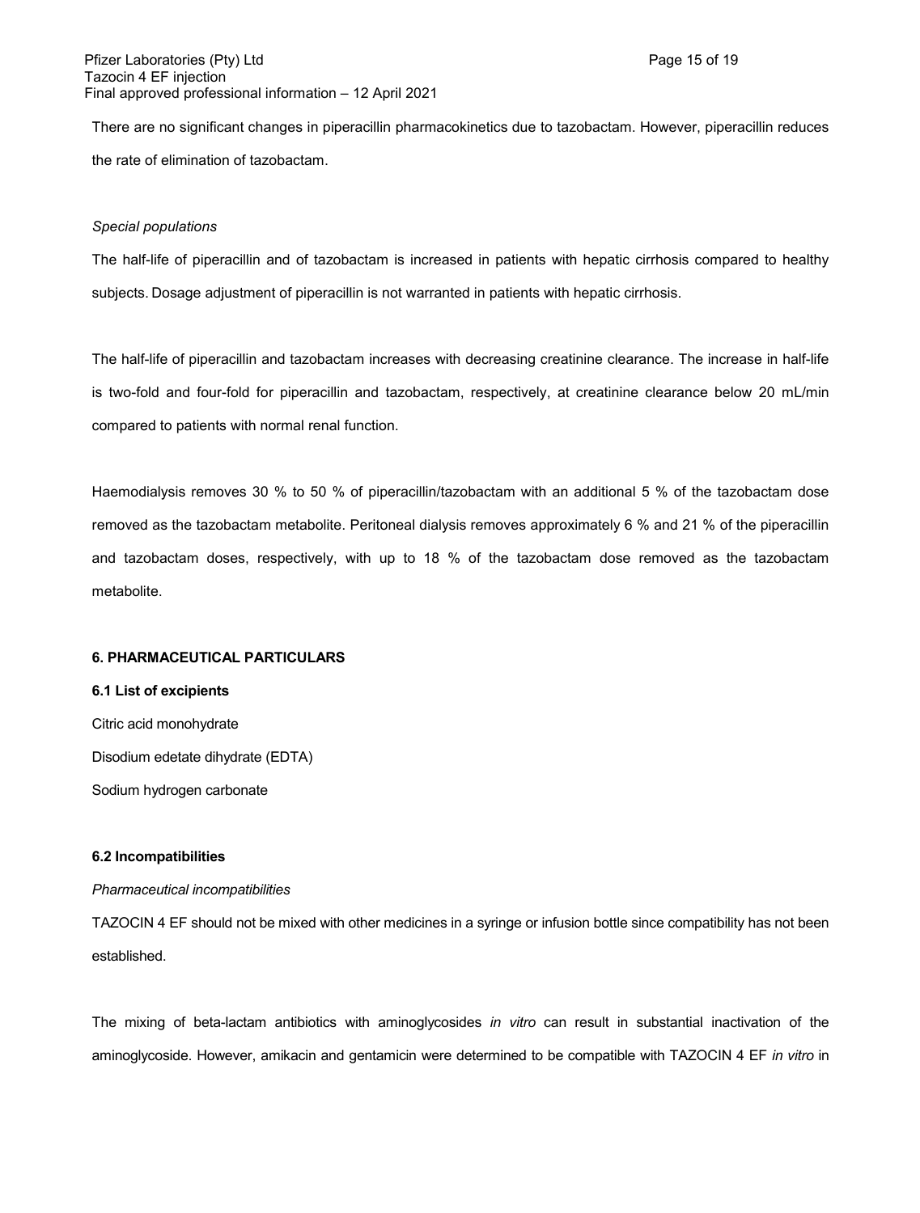There are no significant changes in piperacillin pharmacokinetics due to tazobactam. However, piperacillin reduces the rate of elimination of tazobactam.

*Special populations*

The half-life of piperacillin and of tazobactam is increased in patients with hepatic cirrhosis compared to healthy subjects. Dosage adjustment of piperacillin is not warranted in patients with hepatic cirrhosis.

The half-life of piperacillin and tazobactam increases with decreasing creatinine clearance. The increase in half-life is two-fold and four-fold for piperacillin and tazobactam, respectively, at creatinine clearance below 20 mL/min compared to patients with normal renal function.

Haemodialysis removes 30 % to 50 % of piperacillin/tazobactam with an additional 5 % of the tazobactam dose removed as the tazobactam metabolite. Peritoneal dialysis removes approximately 6 % and 21 % of the piperacillin and tazobactam doses, respectively, with up to 18 % of the tazobactam dose removed as the tazobactam metabolite.

## 6. PHARMACEUTICAL PARTICULARS

### 6.1 List of excipients

Citric acid monohydrate

Disodium edetate dihydrate (EDTA)

Sodium hydrogen carbonate

### 6.2 Incompatibilities

*Pharmaceutical incompatibilities*

TAZOCIN 4 EF should not be mixed with other medicines in a syringe or infusion bottle since compatibility has not been established.

The mixing of beta-lactam antibiotics with aminoglycosides *in vitro* can result in substantial inactivation of the aminoglycoside. However, amikacin and gentamicin were determined to be compatible with TAZOCIN 4 EF *in vitro* in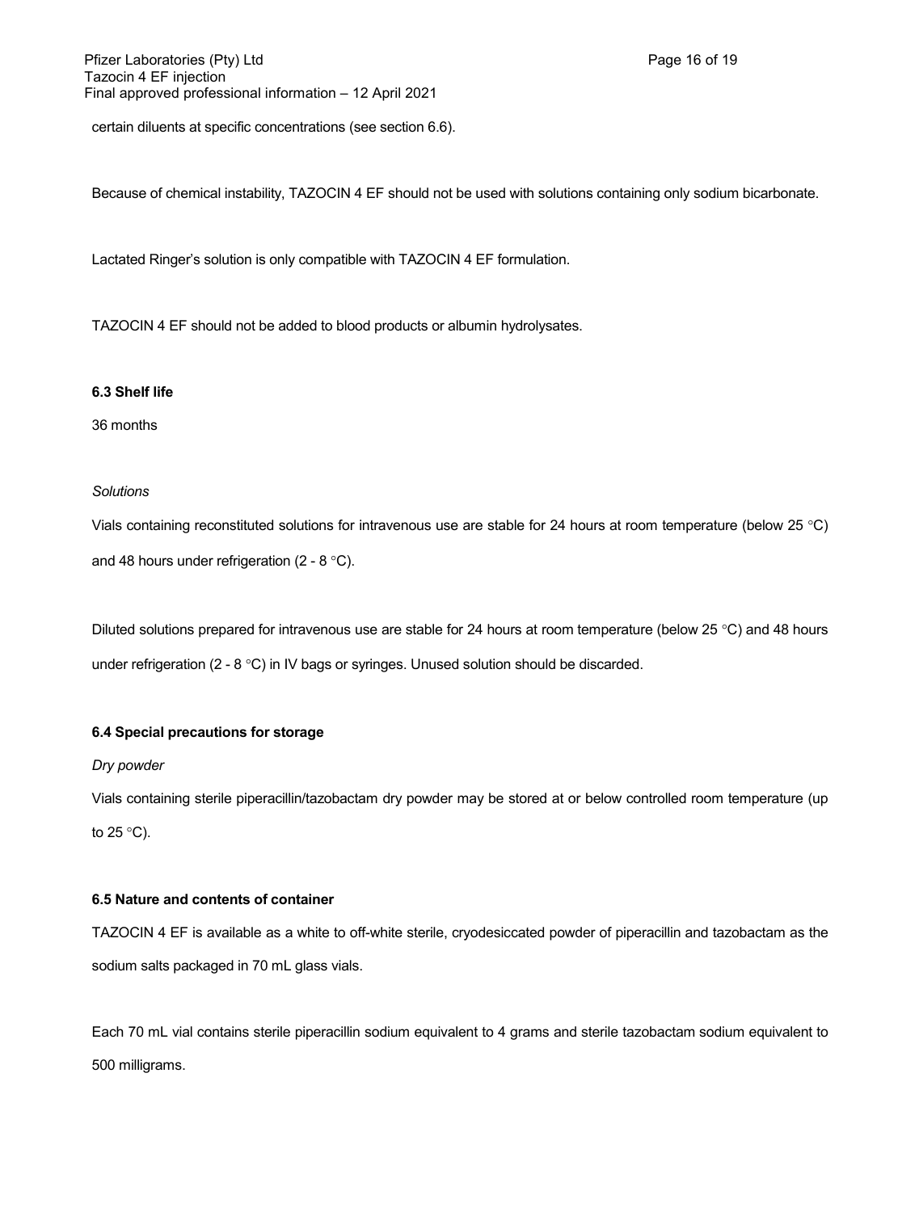certain diluents at specific concentrations (see section 6.6).

Because of chemical instability, TAZOCIN 4 EF should not be used with solutions containing only sodium bicarbonate.

Lactated Ringer's solution is only compatible with TAZOCIN 4 EF formulation.

TAZOCIN 4 EF should not be added to blood products or albumin hydrolysates.

**6.3 Shelf life**

36 months

*Solutions*

Vials containing reconstituted solutions for intravenous use are stable for 24 hours at room temperature (below 25 °C) and 48 hours under refrigeration (2 - 8 °C).

Diluted solutions prepared for intravenous use are stable for 24 hours at room temperature (below 25 °C) and 48 hours under refrigeration (2 - 8 °C) in IV bags or syringes. Unused solution should be discarded.

**6.4 Special precautions for storage**

*Dry powder*

Vials containing sterile piperacillin/tazobactam dry powder may be stored at or below controlled room temperature (up to 25 °C).

**6.5 Nature and contents of container**

TAZOCIN 4 EF is available as a white to off-white sterile, cryodesiccated powder of piperacillin and tazobactam as the sodium salts packaged in 70 mL glass vials.

Each 70 mL vial contains sterile piperacillin sodium equivalent to 4 grams and sterile tazobactam sodium equivalent to 500 milligrams.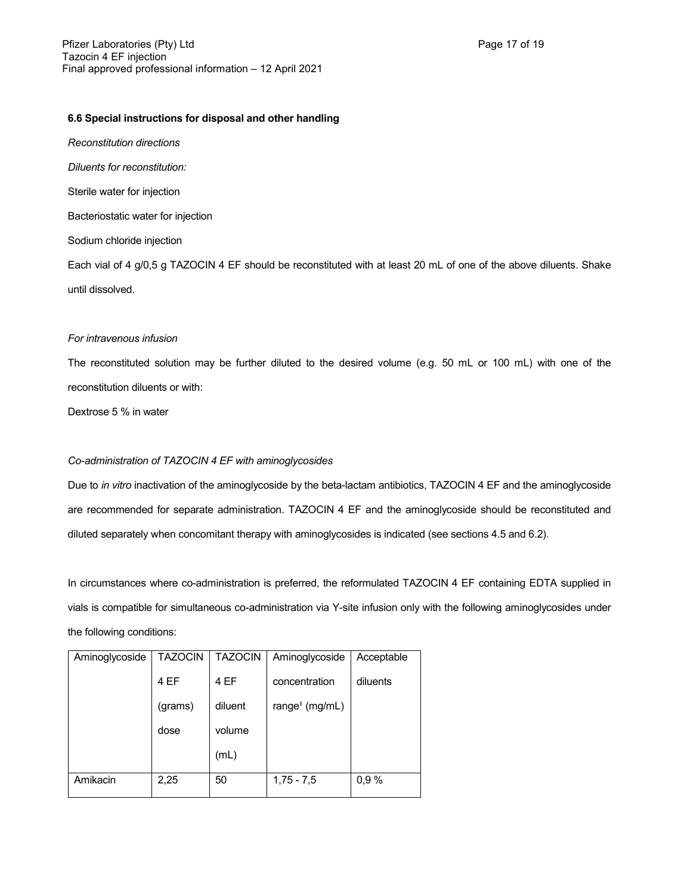### 6.6 Special instructions for disposal and other handling

*Reconstitution directions*

*Diluents for reconstitution:*

Sterile water for injection

Bacteriostatic water for injection

Sodium chloride injection

Each vial of 4 g/0,5 g TAZOCIN 4 EF should be reconstituted with at least 20 mL of one of the above diluents. Shake until dissolved.

*For intravenous infusion*

The reconstituted solution may be further diluted to the desired volume (e.g. 50 mL or 100 mL) with one of the reconstitution diluents or with:

Dextrose 5 % in water

*Co-administration of TAZOCIN 4 EF with aminoglycosides*

Due to *in vitro* inactivation of the aminoglycoside by the beta-lactam antibiotics, TAZOCIN 4 EF and the aminoglycoside are recommended for separate administration. TAZOCIN 4 EF and the aminoglycoside should be reconstituted and diluted separately when concomitant therapy with aminoglycosides is indicated (see sections 4.5 and 6.2).

In circumstances where co-administration is preferred, the reformulated TAZOCIN 4 EF containing EDTA supplied in vials is compatible for simultaneous co-administration via Y-site infusion only with the following aminoglycosides under the following conditions:

| Aminoglycoside | TAZOCIN 4 EF (grams) dose | TAZOCIN 4 EF diluent volume (mL) | Aminoglycoside concentration range[‡] (mg/mL) | Acceptable diluents |
|---|---|---|---|---|
| Amikacin | 2,25 | 50 | 1,75 - 7,5 | 0,9 % |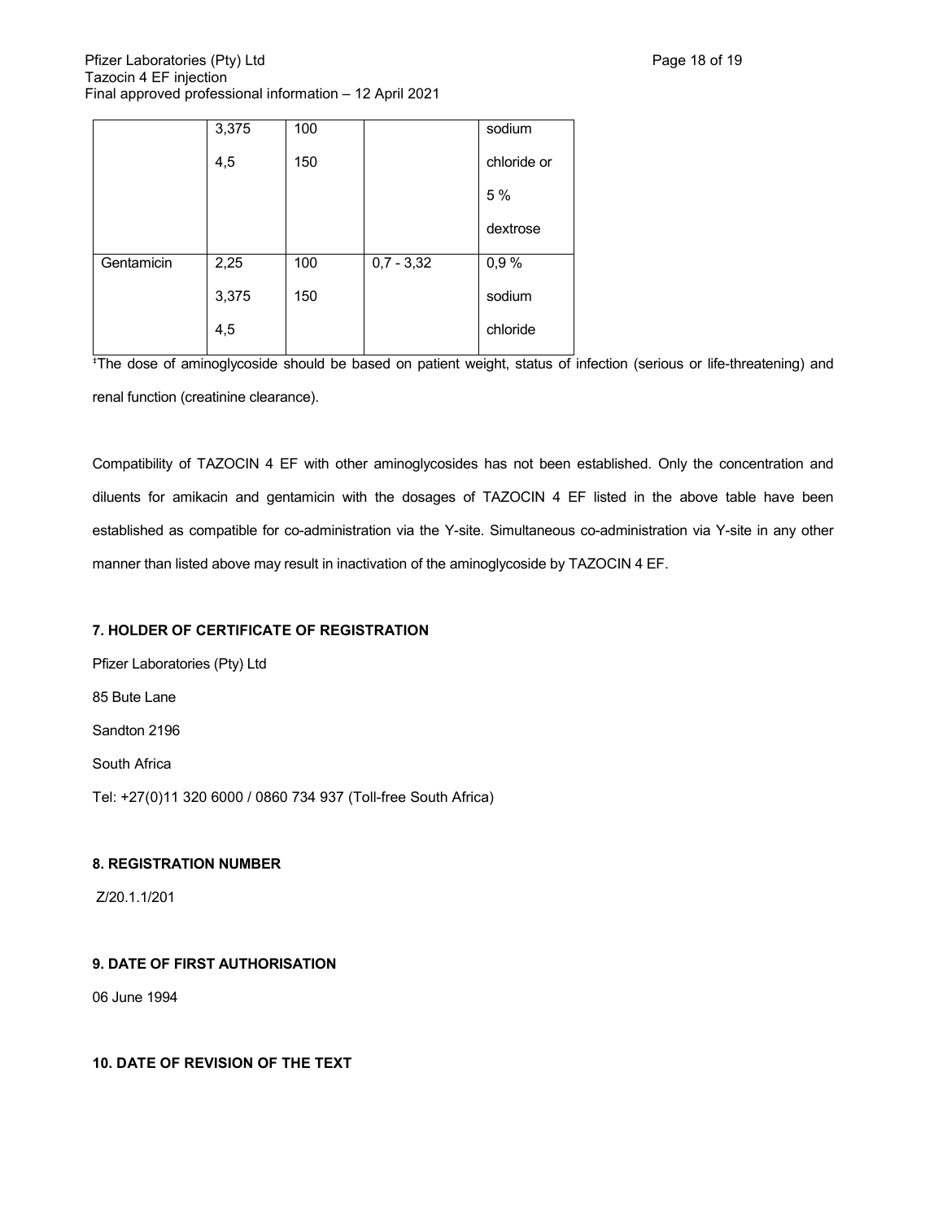|  | 3,375<br>4,5 | 100<br>150 |  | sodium chloride or 5 % dextrose |
| --- | --- | --- | --- | --- |
| Gentamicin | 2,25<br>3,375<br>4,5 | 100<br>150 | 0,7 - 3,32 | 0,9 % sodium chloride |

‡The dose of aminoglycoside should be based on patient weight, status of infection (serious or life-threatening) and renal function (creatinine clearance).

Compatibility of TAZOCIN 4 EF with other aminoglycosides has not been established. Only the concentration and diluents for amikacin and gentamicin with the dosages of TAZOCIN 4 EF listed in the above table have been established as compatible for co-administration via the Y-site. Simultaneous co-administration via Y-site in any other manner than listed above may result in inactivation of the aminoglycoside by TAZOCIN 4 EF.

**7. HOLDER OF CERTIFICATE OF REGISTRATION**

Pfizer Laboratories (Pty) Ltd

85 Bute Lane

Sandton 2196

South Africa

Tel: +27(0)11 320 6000 / 0860 734 937 (Toll-free South Africa)

**8. REGISTRATION NUMBER**

Z/20.1.1/201

**9. DATE OF FIRST AUTHORISATION**

06 June 1994

**10. DATE OF REVISION OF THE TEXT**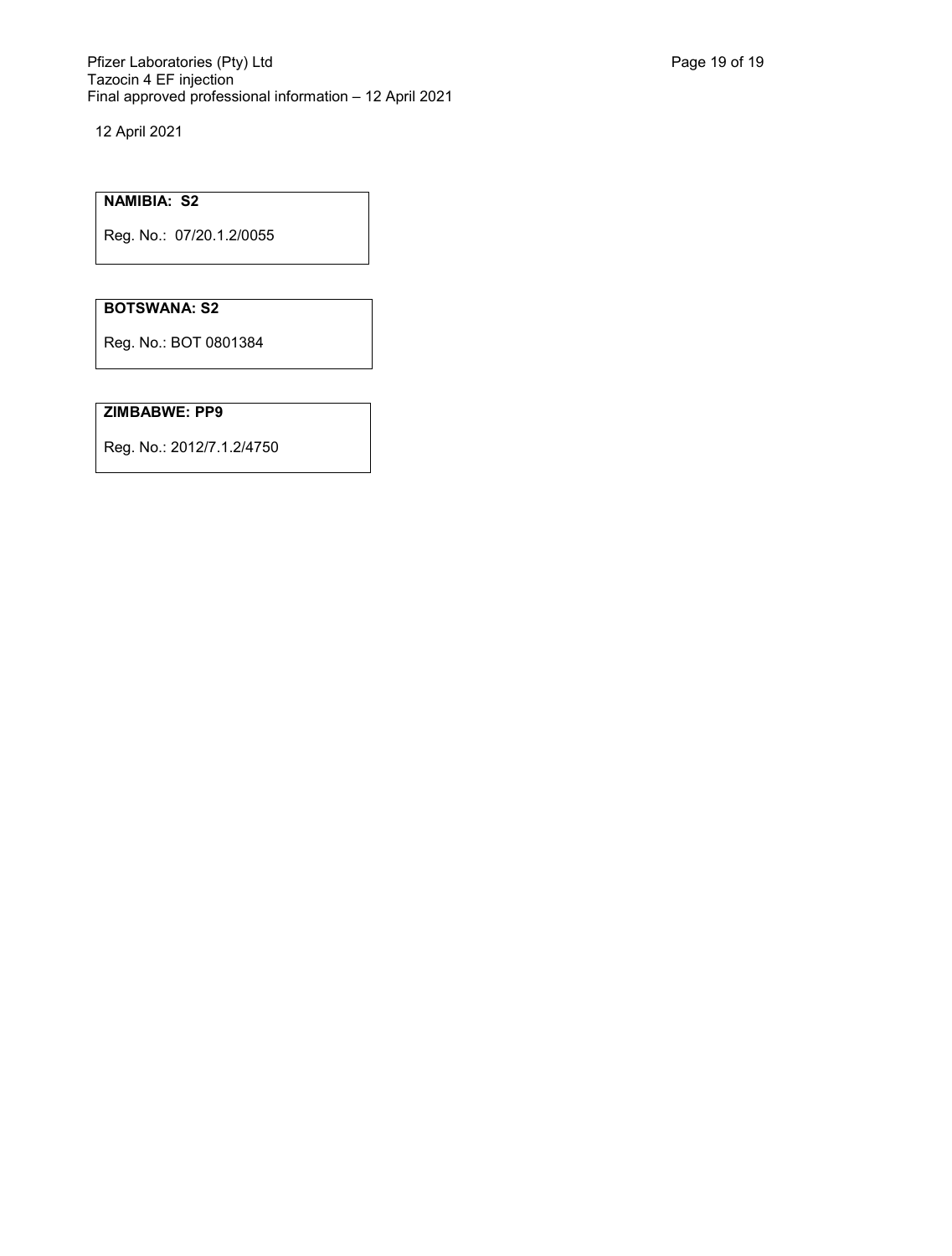12 April 2021

**NAMIBIA: S2**

Reg. No.: 07/20.1.2/0055

**BOTSWANA: S2**

Reg. No.: BOT 0801384

**ZIMBABWE: PP9**

Reg. No.: 2012/7.1.2/4750